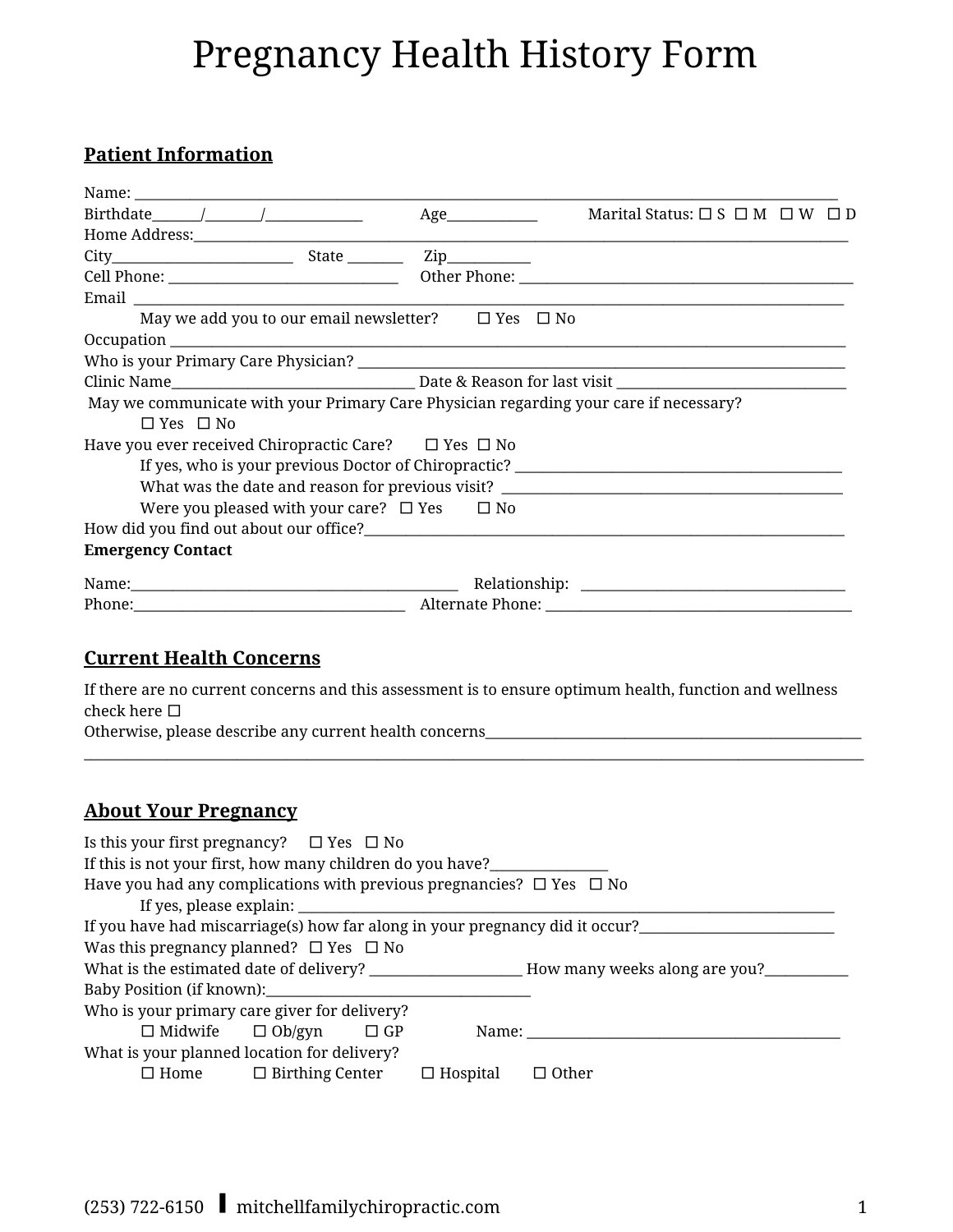# Pregnancy Health History Form

## Patient Information

Name: ______________________________________________________________________________

Birthdate______/_______/_____________ Age____________ Marital Status: ☐ S ☐ M ☐ W ☐ D

Home Address:___________________________________________________________________________

City________________________ State _______ Zip___________

Cell Phone: _______________________________ Other Phone: ______________________________________

Email ________________________________________________________________________________

May we add you to our email newsletter? ☐ Yes ☐ No

Occupation _____________________________________________________________________________

Who is your Primary Care Physician? _________________________________________________________

Clinic Name___________________________________ Date & Reason for last visit _______________________________

May we communicate with your Primary Care Physician regarding your care if necessary?

☐ Yes ☐ No

Have you ever received Chiropractic Care? ☐ Yes ☐ No

If yes, who is your previous Doctor of Chiropractic? _____________________________________________

What was the date and reason for previous visit? _____________________________________________

Were you pleased with your care? ☐ Yes ☐ No

How did you find out about our office?_____________________________________________________________

**Emergency Contact**

Name:_____________________________________________ Relationship: ____________________________________

Phone:______________________________________ Alternate Phone: __________________________________________

## Current Health Concerns

If there are no current concerns and this assessment is to ensure optimum health, function and wellness check here ☐

Otherwise, please describe any current health concerns_____________________________________________________

______________________________________________________________________________________________

## About Your Pregnancy

Is this your first pregnancy? ☐ Yes ☐ No

If this is not your first, how many children do you have?________________

Have you had any complications with previous pregnancies? ☐ Yes ☐ No

If yes, please explain: _________________________________________________________________________

If you have had miscarriage(s) how far along in your pregnancy did it occur?___________________________

Was this pregnancy planned? ☐ Yes ☐ No

What is the estimated date of delivery? _____________________ How many weeks along are you?___________

Baby Position (if known):____________________________________

Who is your primary care giver for delivery?

☐ Midwife ☐ Ob/gyn ☐ GP Name: ___________________________________________

What is your planned location for delivery?

☐ Home ☐ Birthing Center ☐ Hospital ☐ Other

(253) 722-6150 | mitchellfamilychiropractic.com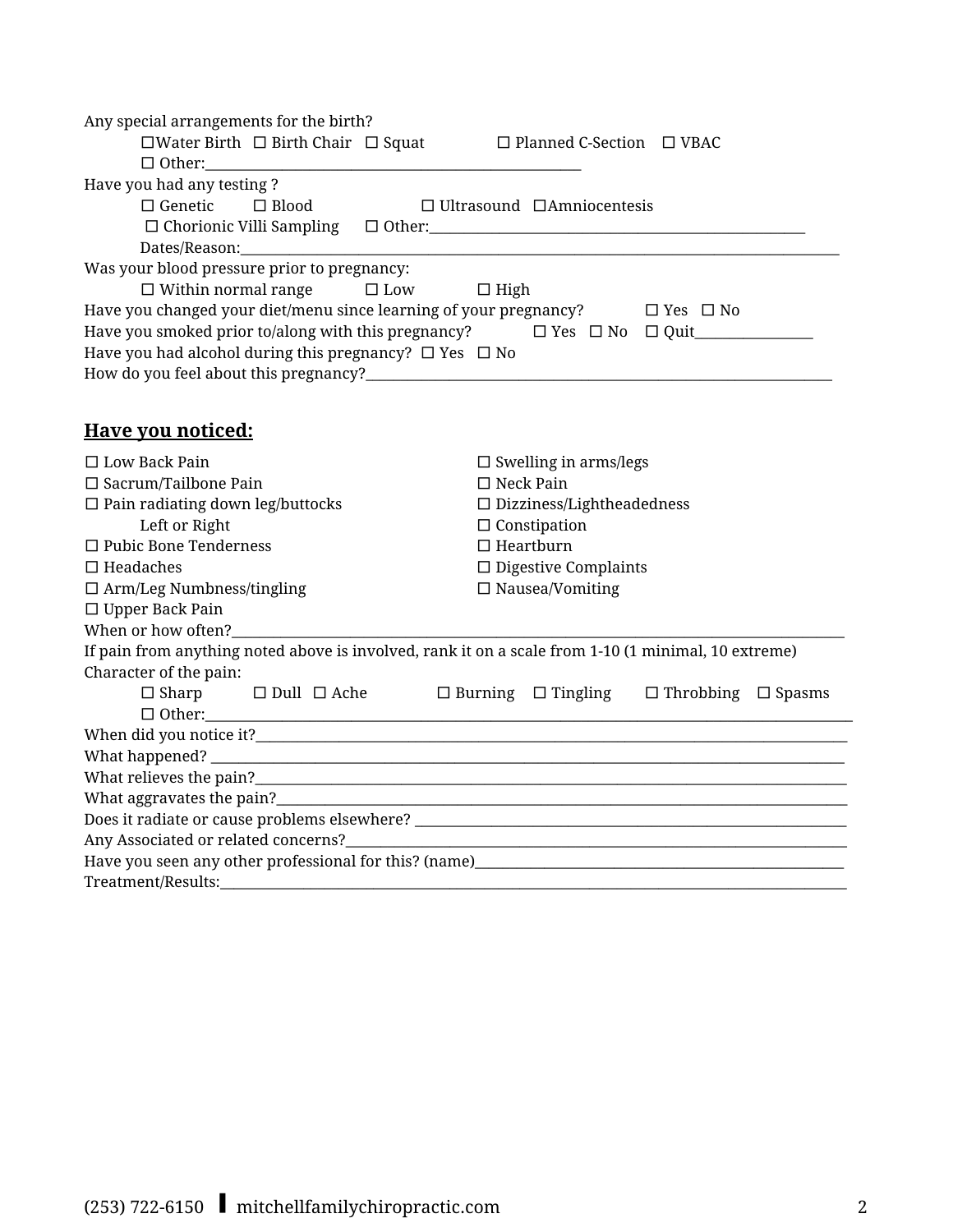Any special arrangements for the birth?

☐Water Birth ☐ Birth Chair ☐ Squat ☐ Planned C-Section ☐ VBAC

☐ Other:_______________________________________________

Have you had any testing ?

☐ Genetic ☐ Blood ☐ Ultrasound ☐Amniocentesis

☐ Chorionic Villi Sampling ☐ Other:_______________________________________________

Dates/Reason:_______________________________________________________________________________

Was your blood pressure prior to pregnancy:

☐ Within normal range ☐ Low ☐ High

Have you changed your diet/menu since learning of your pregnancy? ☐ Yes ☐ No

Have you smoked prior to/along with this pregnancy? ☐ Yes ☐ No ☐ Quit_______________

Have you had alcohol during this pregnancy? ☐ Yes ☐ No

How do you feel about this pregnancy?____________________________________________________________

## Have you noticed:

☐ Low Back Pain

☐ Sacrum/Tailbone Pain

☐ Pain radiating down leg/buttocks

Left or Right

☐ Pubic Bone Tenderness

☐ Headaches

☐ Arm/Leg Numbness/tingling

☐ Upper Back Pain

☐ Swelling in arms/legs

☐ Neck Pain

☐ Dizziness/Lightheadedness

☐ Constipation

☐ Heartburn

☐ Digestive Complaints

☐ Nausea/Vomiting

When or how often?_______________________________________________________________________________

If pain from anything noted above is involved, rank it on a scale from 1-10 (1 minimal, 10 extreme)

Character of the pain:

☐ Sharp ☐ Dull ☐ Ache ☐ Burning ☐ Tingling ☐ Throbbing ☐ Spasms

☐ Other:_______________________________________________________________________________

When did you notice it?_______________________________________________________________________________

What happened? _______________________________________________________________________________

What relieves the pain?_______________________________________________________________________________

What aggravates the pain?_______________________________________________________________________________

Does it radiate or cause problems elsewhere? ______________________________________________________

Any Associated or related concerns?______________________________________________________________

Have you seen any other professional for this? (name)___________________________________________

Treatment/Results:_______________________________________________________________________________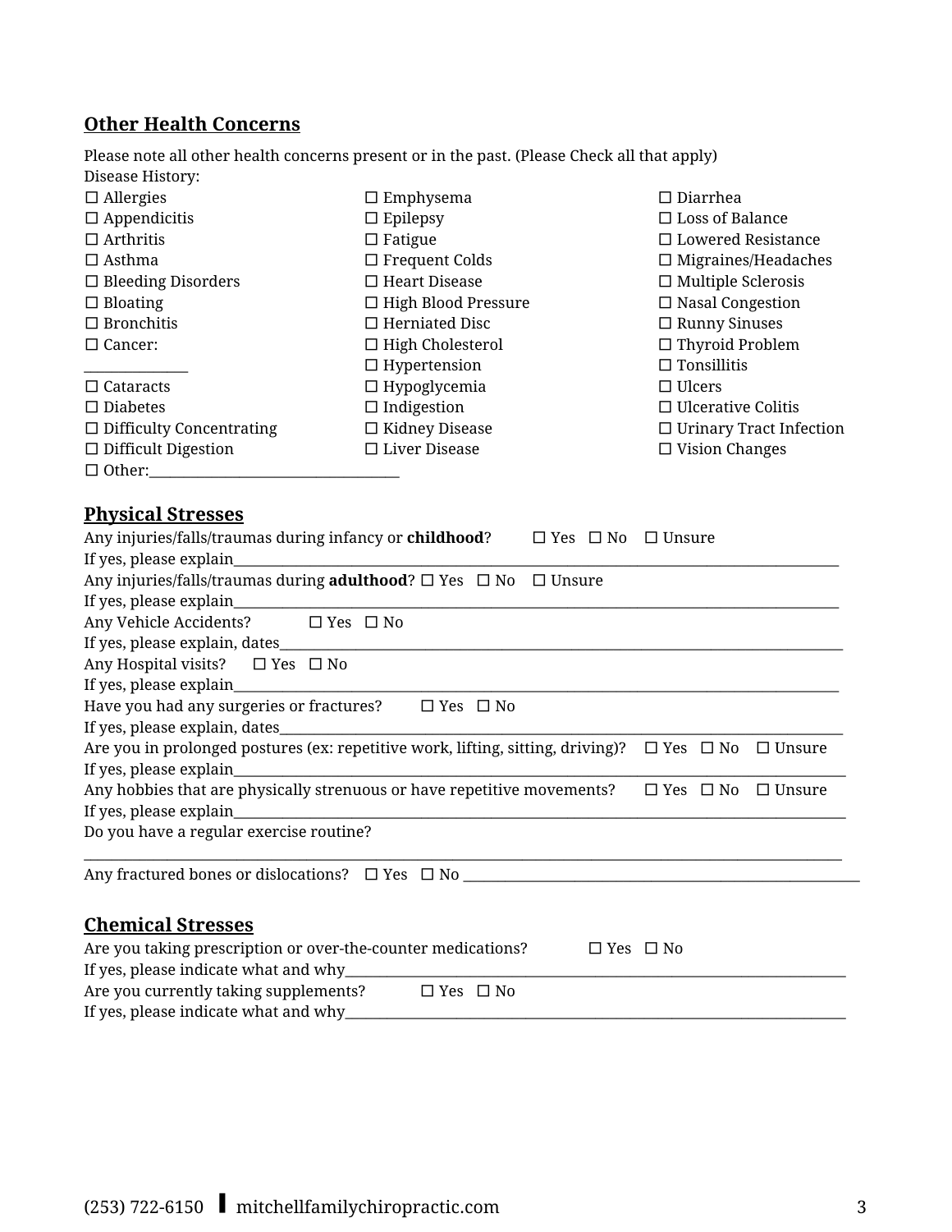## Other Health Concerns

Please note all other health concerns present or in the past. (Please Check all that apply)
Disease History:

☐ Allergies
☐ Appendicitis
☐ Arthritis
☐ Asthma
☐ Bleeding Disorders
☐ Bloating
☐ Bronchitis
☐ Cancer: _______________
☐ Cataracts
☐ Diabetes
☐ Difficulty Concentrating
☐ Difficult Digestion
☐ Other:___________________________________
☐ Emphysema
☐ Epilepsy
☐ Fatigue
☐ Frequent Colds
☐ Heart Disease
☐ High Blood Pressure
☐ Herniated Disc
☐ High Cholesterol
☐ Hypertension
☐ Hypoglycemia
☐ Indigestion
☐ Kidney Disease
☐ Liver Disease
☐ Diarrhea
☐ Loss of Balance
☐ Lowered Resistance
☐ Migraines/Headaches
☐ Multiple Sclerosis
☐ Nasal Congestion
☐ Runny Sinuses
☐ Thyroid Problem
☐ Tonsillitis
☐ Ulcers
☐ Ulcerative Colitis
☐ Urinary Tract Infection
☐ Vision Changes

## Physical Stresses

Any injuries/falls/traumas during infancy or **childhood**? ☐ Yes ☐ No ☐ Unsure
If yes, please explain______________________________________________________________________________
Any injuries/falls/traumas during **adulthood**? ☐ Yes ☐ No ☐ Unsure
If yes, please explain______________________________________________________________________________
Any Vehicle Accidents? ☐ Yes ☐ No
If yes, please explain, dates_________________________________________________________________________
Any Hospital visits? ☐ Yes ☐ No
If yes, please explain______________________________________________________________________________
Have you had any surgeries or fractures? ☐ Yes ☐ No
If yes, please explain, dates_________________________________________________________________________
Are you in prolonged postures (ex: repetitive work, lifting, sitting, driving)? ☐ Yes ☐ No ☐ Unsure
If yes, please explain______________________________________________________________________________
Any hobbies that are physically strenuous or have repetitive movements? ☐ Yes ☐ No ☐ Unsure
If yes, please explain______________________________________________________________________________
Do you have a regular exercise routine?
_____________________________________________________________________________________________
Any fractured bones or dislocations? ☐ Yes ☐ No _______________________________________________________

## Chemical Stresses

Are you taking prescription or over-the-counter medications? ☐ Yes ☐ No
If yes, please indicate what and why_________________________________________________________________
Are you currently taking supplements? ☐ Yes ☐ No
If yes, please indicate what and why_________________________________________________________________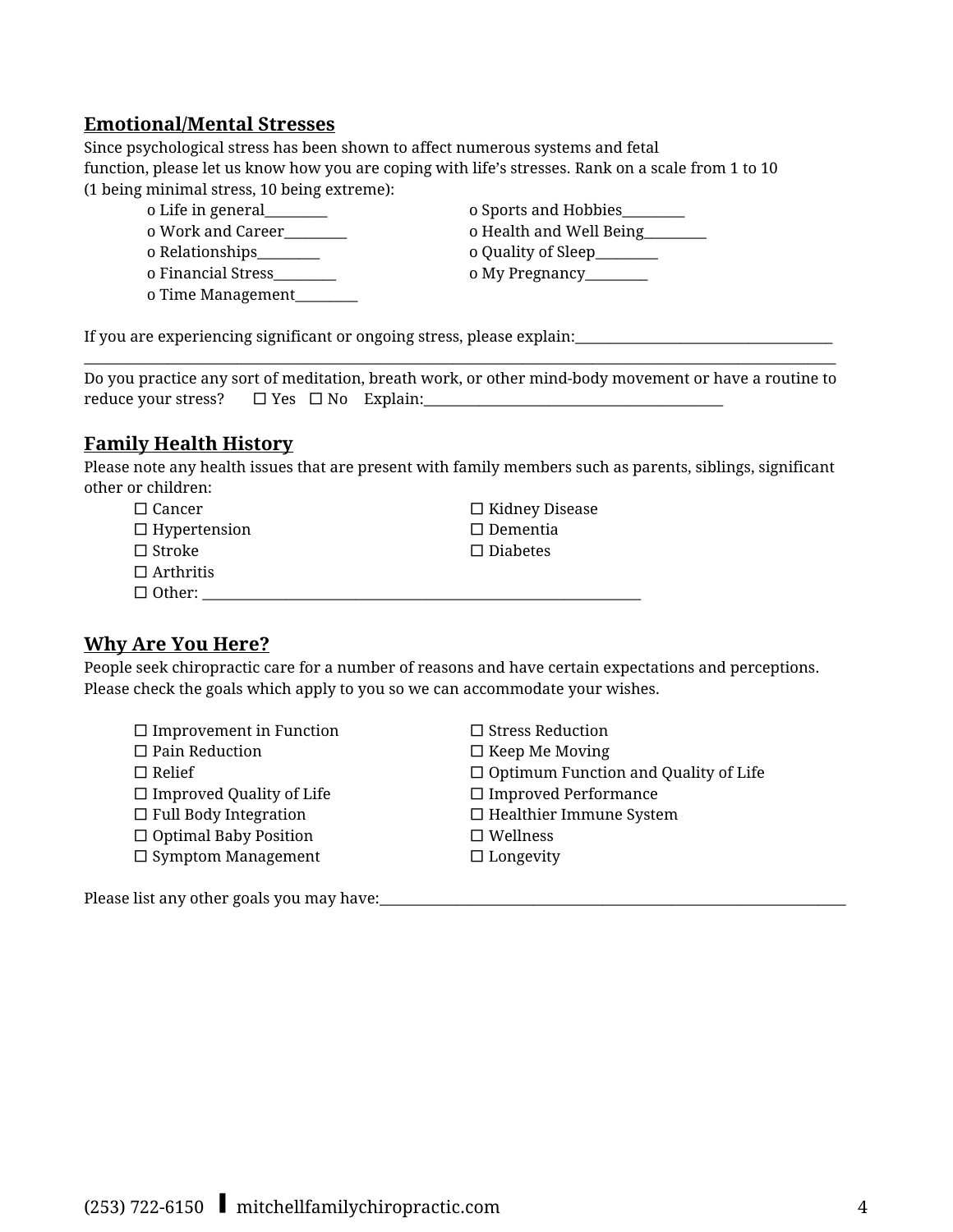## Emotional/Mental Stresses

Since psychological stress has been shown to affect numerous systems and fetal function, please let us know how you are coping with life's stresses. Rank on a scale from 1 to 10 (1 being minimal stress, 10 being extreme):

- o Life in general_________
- o Work and Career_________
- o Relationships_________
- o Financial Stress_________
- o Time Management_________
- o Sports and Hobbies_________
- o Health and Well Being_________
- o Quality of Sleep_________
- o My Pregnancy_________

If you are experiencing significant or ongoing stress, please explain:_____________________________________
___________________________________________________________________________________________

Do you practice any sort of meditation, breath work, or other mind-body movement or have a routine to reduce your stress? ☐ Yes ☐ No Explain:____________________________________________

## Family Health History

Please note any health issues that are present with family members such as parents, siblings, significant other or children:

- ☐ Cancer
- ☐ Hypertension
- ☐ Stroke
- ☐ Arthritis
- ☐ Other: _________________________________________________________________
- ☐ Kidney Disease
- ☐ Dementia
- ☐ Diabetes

## Why Are You Here?

People seek chiropractic care for a number of reasons and have certain expectations and perceptions. Please check the goals which apply to you so we can accommodate your wishes.

- ☐ Improvement in Function
- ☐ Pain Reduction
- ☐ Relief
- ☐ Improved Quality of Life
- ☐ Full Body Integration
- ☐ Optimal Baby Position
- ☐ Symptom Management
- ☐ Stress Reduction
- ☐ Keep Me Moving
- ☐ Optimum Function and Quality of Life
- ☐ Improved Performance
- ☐ Healthier Immune System
- ☐ Wellness
- ☐ Longevity

Please list any other goals you may have:_____________________________________________________________________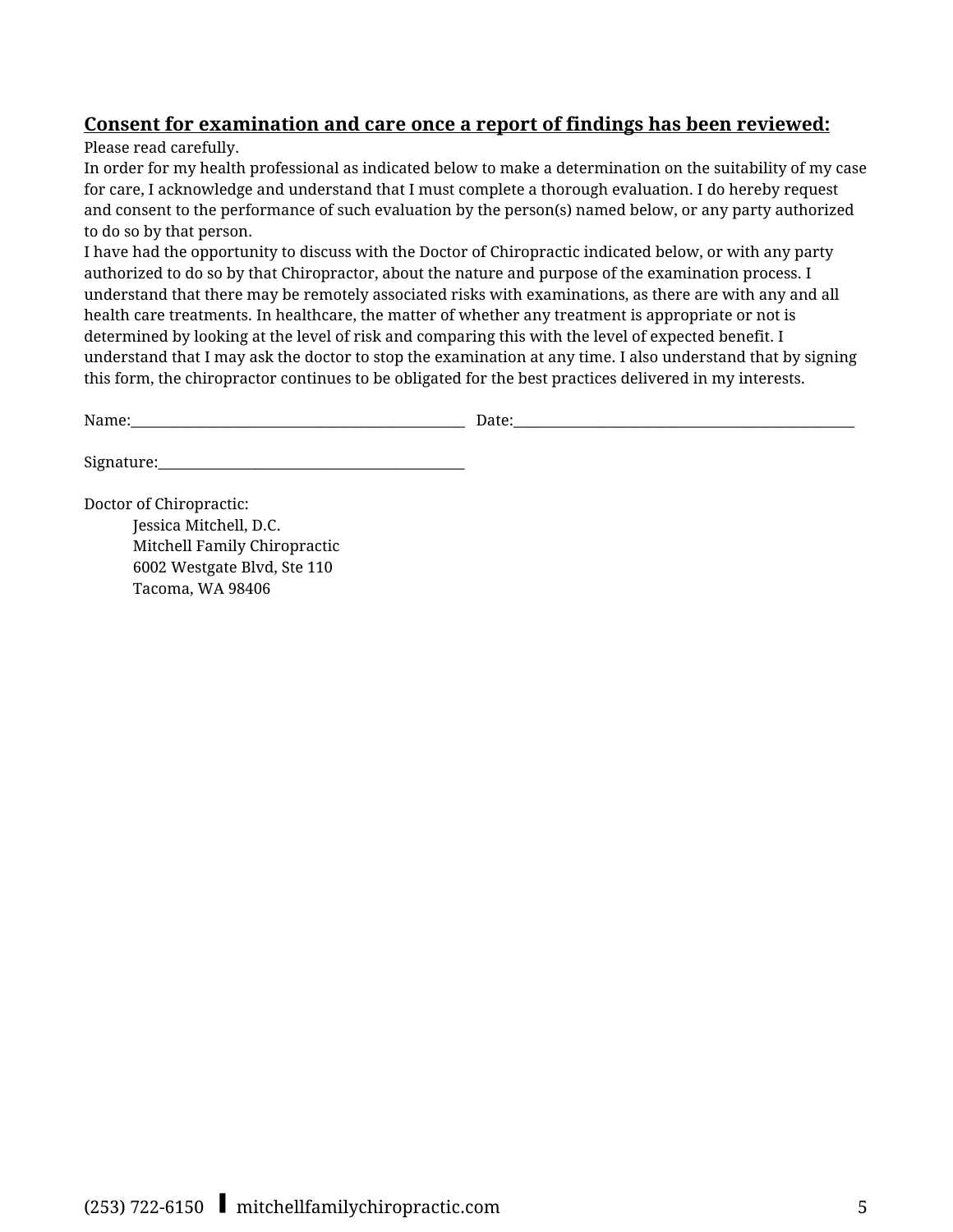**<u>Consent for examination and care once a report of findings has been reviewed:</u>**

Please read carefully.

In order for my health professional as indicated below to make a determination on the suitability of my case for care, I acknowledge and understand that I must complete a thorough evaluation. I do hereby request and consent to the performance of such evaluation by the person(s) named below, or any party authorized to do so by that person.

I have had the opportunity to discuss with the Doctor of Chiropractic indicated below, or with any party authorized to do so by that Chiropractor, about the nature and purpose of the examination process. I understand that there may be remotely associated risks with examinations, as there are with any and all health care treatments. In healthcare, the matter of whether any treatment is appropriate or not is determined by looking at the level of risk and comparing this with the level of expected benefit. I understand that I may ask the doctor to stop the examination at any time. I also understand that by signing this form, the chiropractor continues to be obligated for the best practices delivered in my interests.

Name:_______________________________________________ Date:_______________________________________________

Signature:__________________________________________

Doctor of Chiropractic:

Jessica Mitchell, D.C.
Mitchell Family Chiropractic
6002 Westgate Blvd, Ste 110
Tacoma, WA 98406